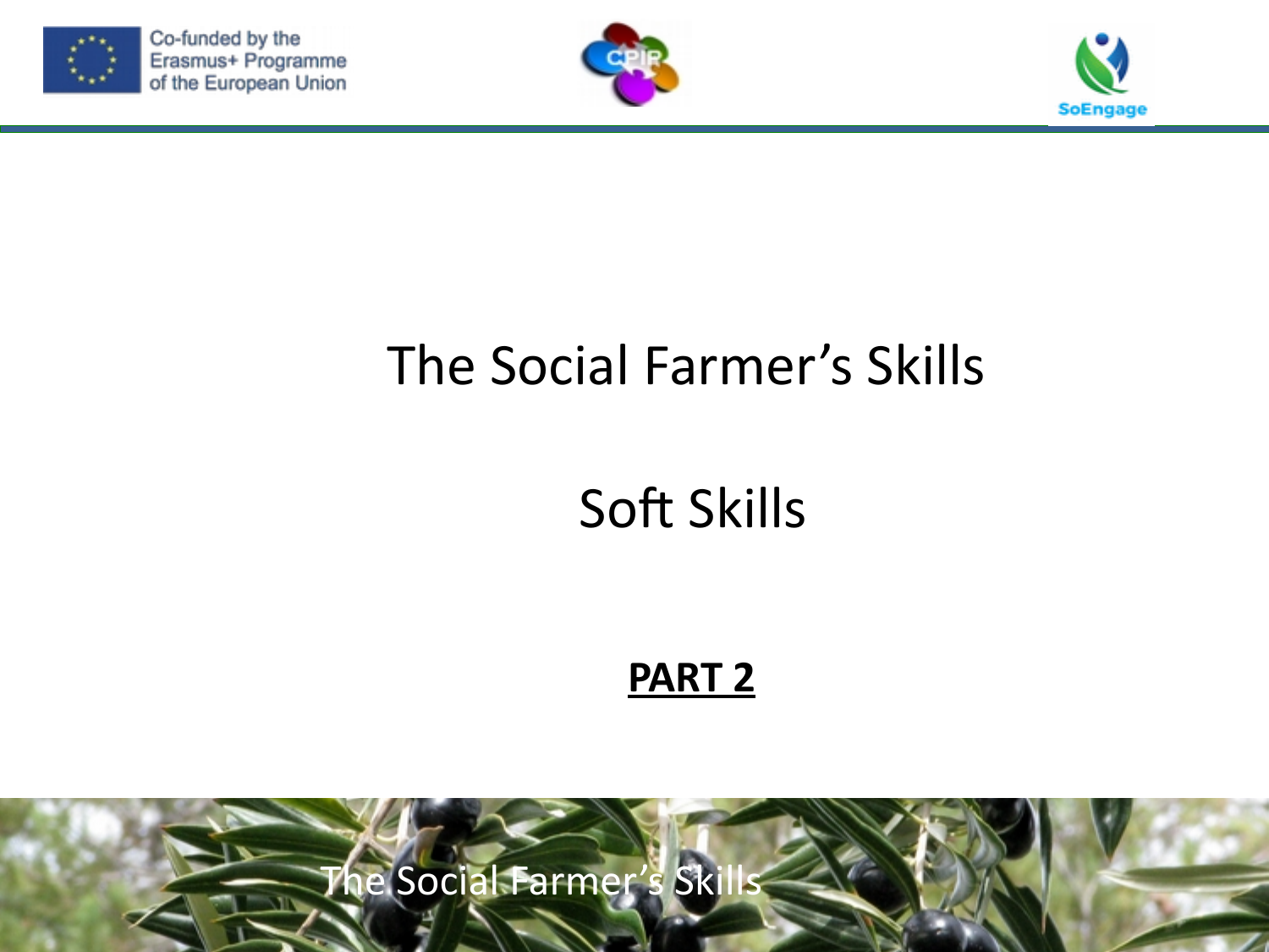Co-funded by the Erasmus+ Programme of the European Union

# The Social Farmer's Skills

## Soft Skills

**PART 2**

The Social Farmer's Skills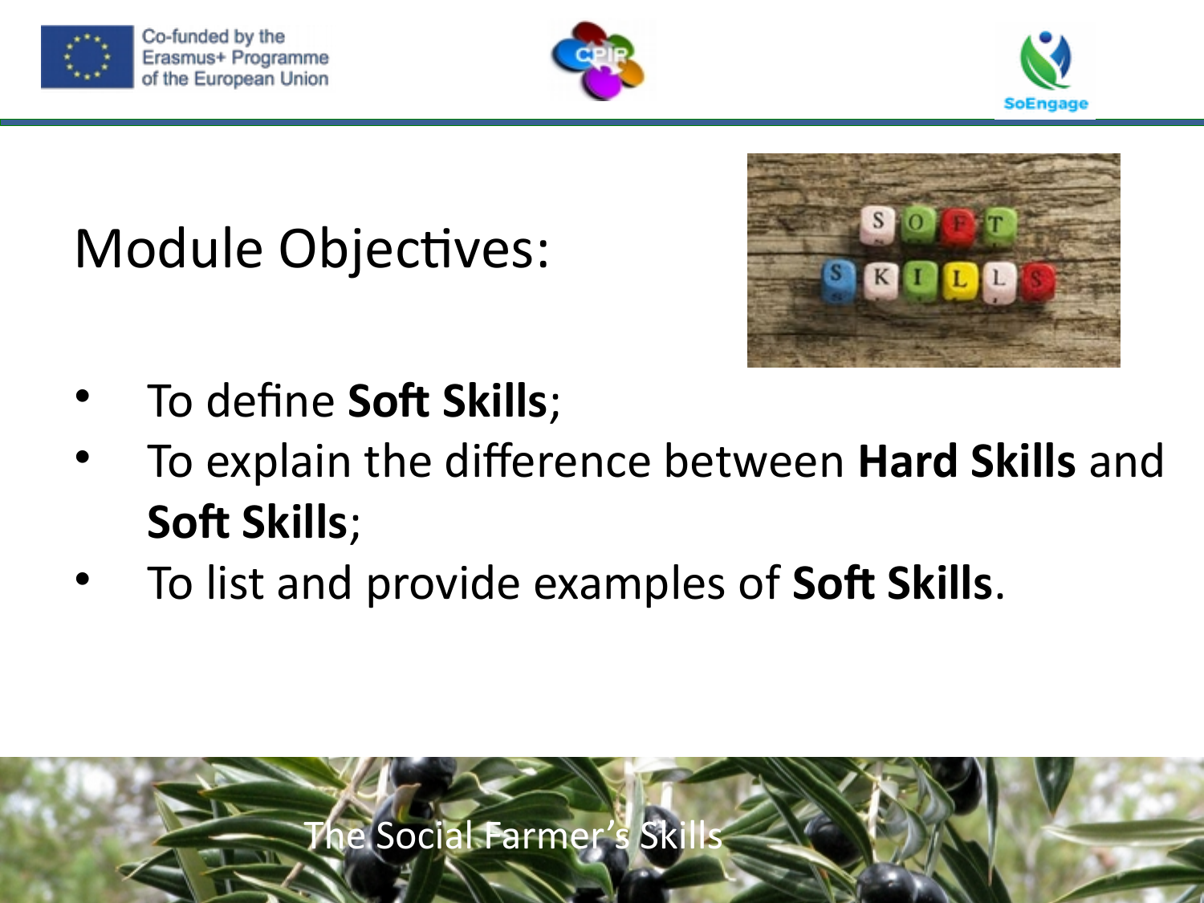# Module Objectives:

- To define **Soft Skills**;
- To explain the difference between **Hard Skills** and **Soft Skills**;
- To list and provide examples of **Soft Skills**.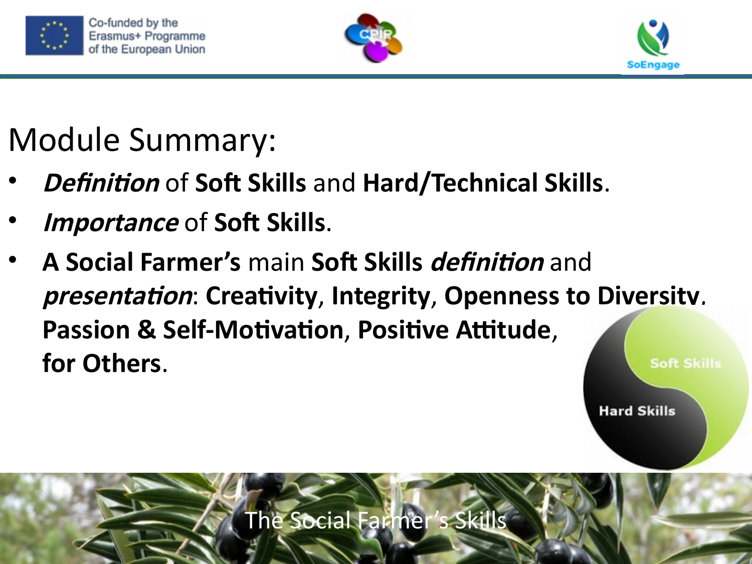# Module Summary:

- ***Definition*** of **Soft Skills** and **Hard/Technical Skills**.
- ***Importance*** of **Soft Skills**.
- **A Social Farmer's** main **Soft Skills** ***definition*** and ***presentation***: **Creativity**, **Integrity**, **Openness to Diversity**, **Passion & Self-Motivation**, **Positive Attitude**, **for Others**.

Soft Skills

Hard Skills

The Social Farmer's Skills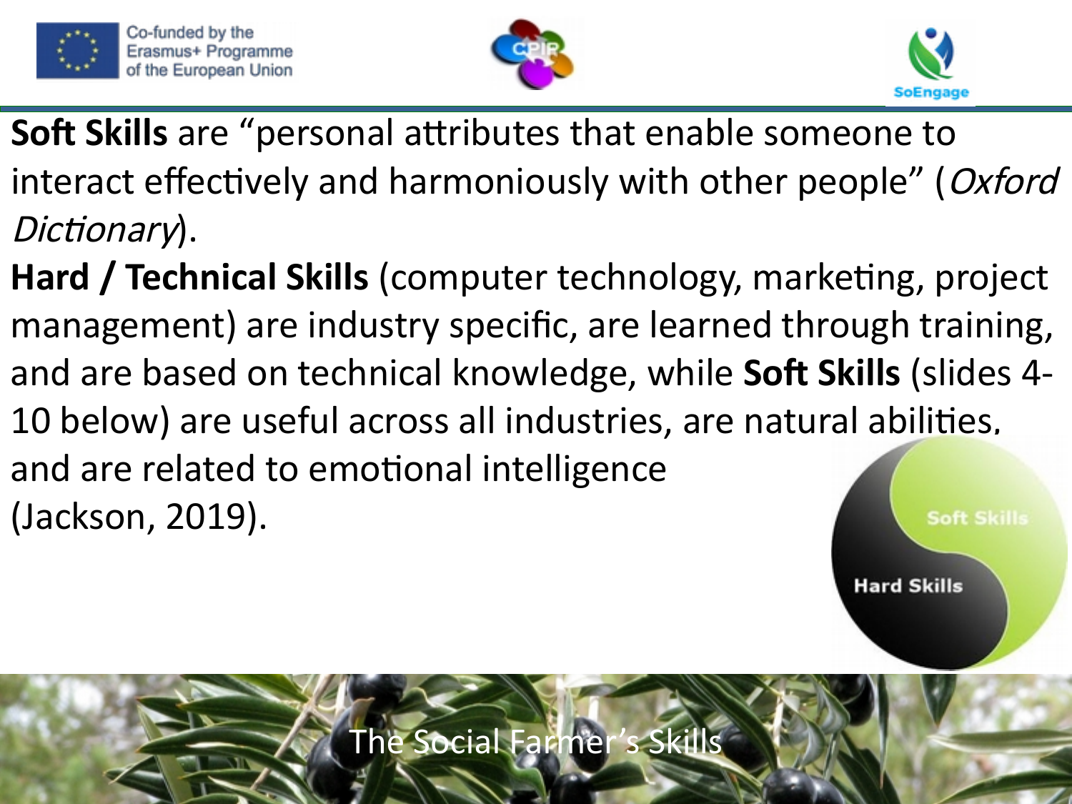**Soft Skills** are "personal attributes that enable someone to interact effectively and harmoniously with other people" (*Oxford Dictionary*).

**Hard / Technical Skills** (computer technology, marketing, project management) are industry specific, are learned through training, and are based on technical knowledge, while **Soft Skills** (slides 4-10 below) are useful across all industries, are natural abilities, and are related to emotional intelligence (Jackson, 2019).

Soft Skills

Hard Skills

The Social Farmer's Skills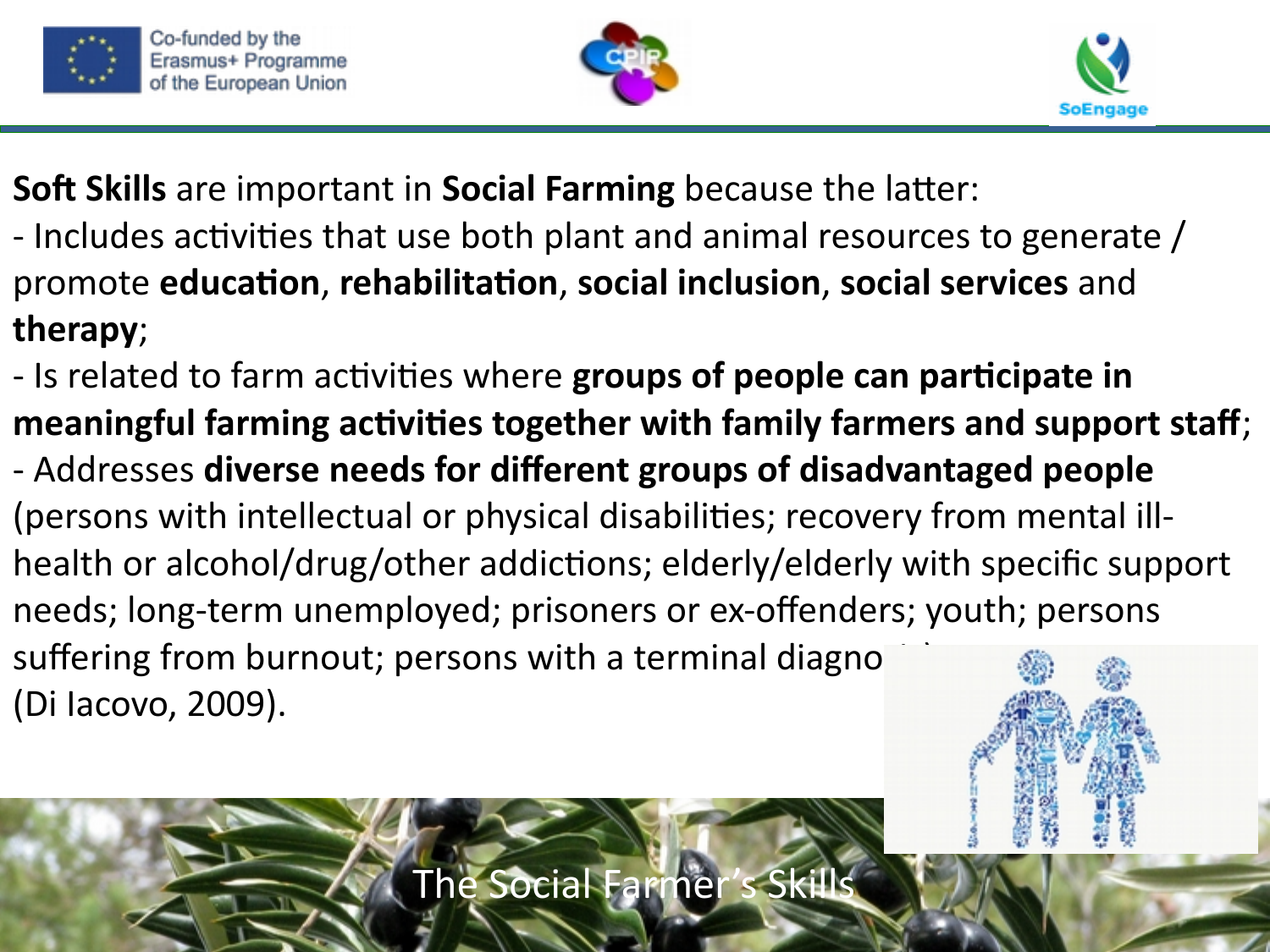**Soft Skills** are important in **Social Farming** because the latter:

- Includes activities that use both plant and animal resources to generate / promote **education**, **rehabilitation**, **social inclusion**, **social services** and **therapy**;
- Is related to farm activities where **groups of people can participate in meaningful farming activities together with family farmers and support staff**;
- Addresses **diverse needs for different groups of disadvantaged people** (persons with intellectual or physical disabilities; recovery from mental ill-health or alcohol/drug/other addictions; elderly/elderly with specific support needs; long-term unemployed; prisoners or ex-offenders; youth; persons suffering from burnout; persons with a terminal diagno

(Di Iacovo, 2009).

The Social Farmer's Skills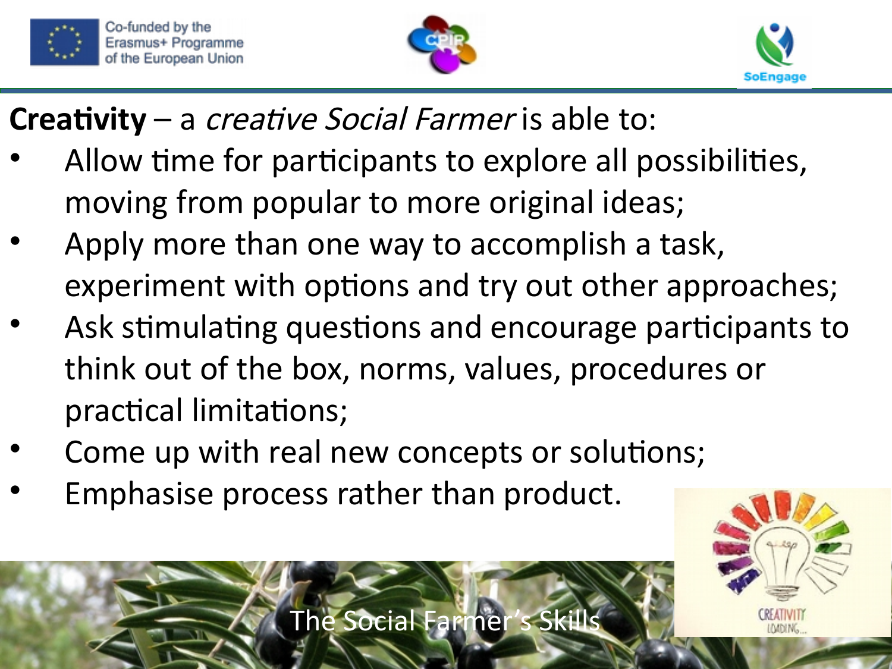**Creativity** – a *creative Social Farmer* is able to:

- Allow time for participants to explore all possibilities, moving from popular to more original ideas;
- Apply more than one way to accomplish a task, experiment with options and try out other approaches;
- Ask stimulating questions and encourage participants to think out of the box, norms, values, procedures or practical limitations;
- Come up with real new concepts or solutions;
- Emphasise process rather than product.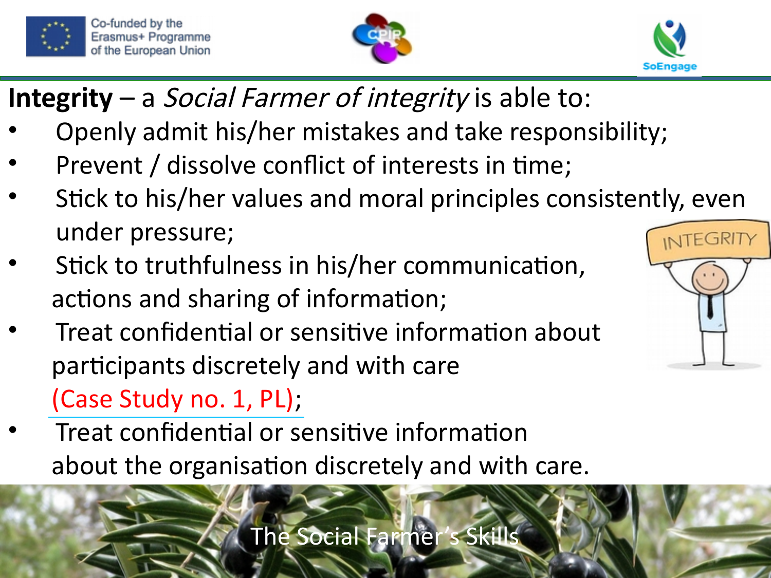**Integrity** – a *Social Farmer of integrity* is able to:

- Openly admit his/her mistakes and take responsibility;
- Prevent / dissolve conflict of interests in time;
- Stick to his/her values and moral principles consistently, even under pressure;
- Stick to truthfulness in his/her communication, actions and sharing of information;
- Treat confidential or sensitive information about participants discretely and with care (Case Study no. 1, PL);
- Treat confidential or sensitive information about the organisation discretely and with care.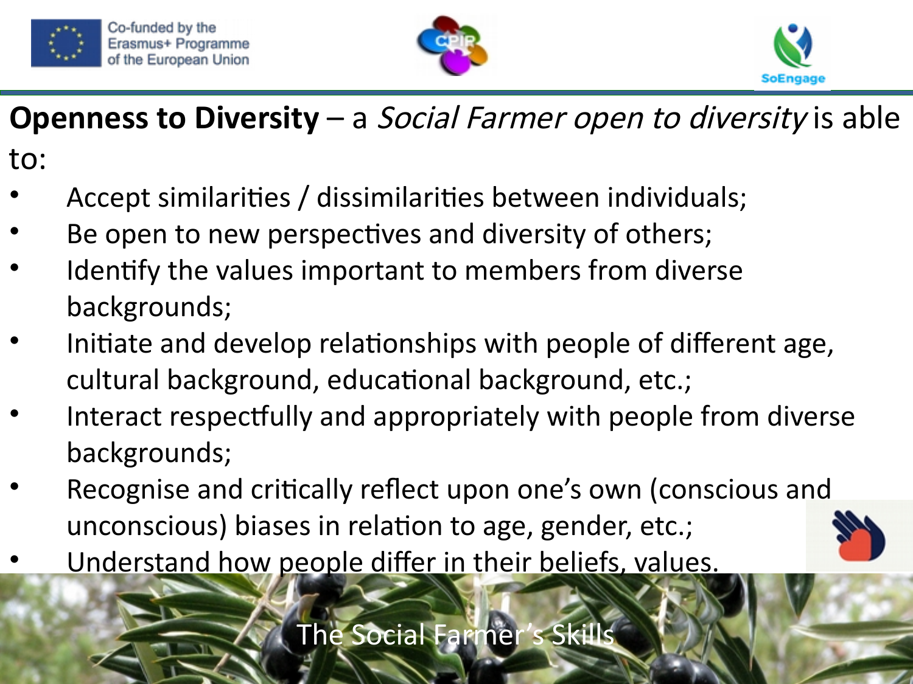**Openness to Diversity** – a *Social Farmer open to diversity* is able to:

- Accept similarities / dissimilarities between individuals;
- Be open to new perspectives and diversity of others;
- Identify the values important to members from diverse backgrounds;
- Initiate and develop relationships with people of different age, cultural background, educational background, etc.;
- Interact respectfully and appropriately with people from diverse backgrounds;
- Recognise and critically reflect upon one's own (conscious and unconscious) biases in relation to age, gender, etc.;
- Understand how people differ in their beliefs, values.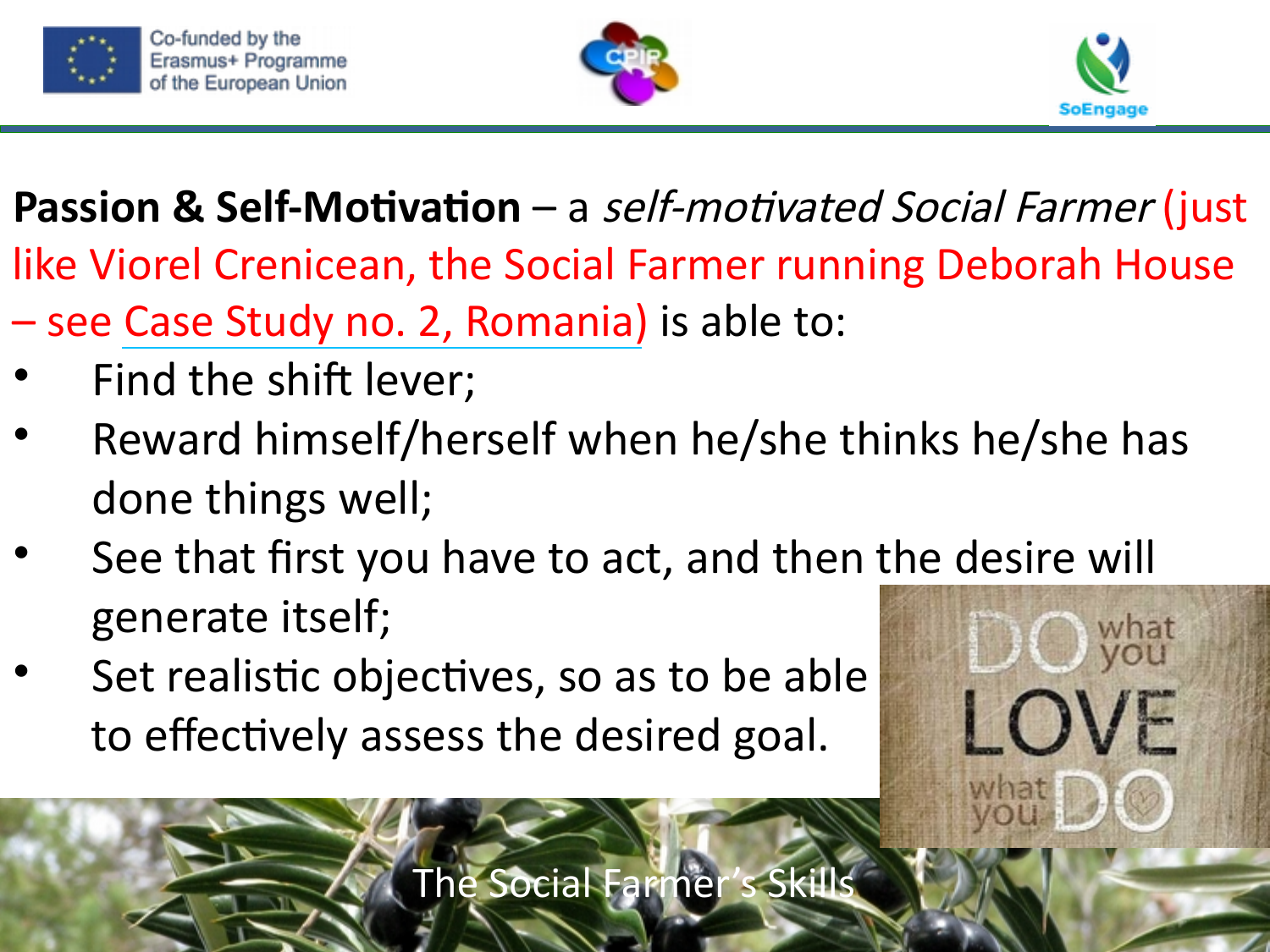**Passion & Self-Motivation** – a *self-motivated Social Farmer* (just like Viorel Crenicean, the Social Farmer running Deborah House – see Case Study no. 2, Romania) is able to:

- Find the shift lever;
- Reward himself/herself when he/she thinks he/she has done things well;
- See that first you have to act, and then the desire will generate itself;
- Set realistic objectives, so as to be able to effectively assess the desired goal.

The Social Farmer's Skills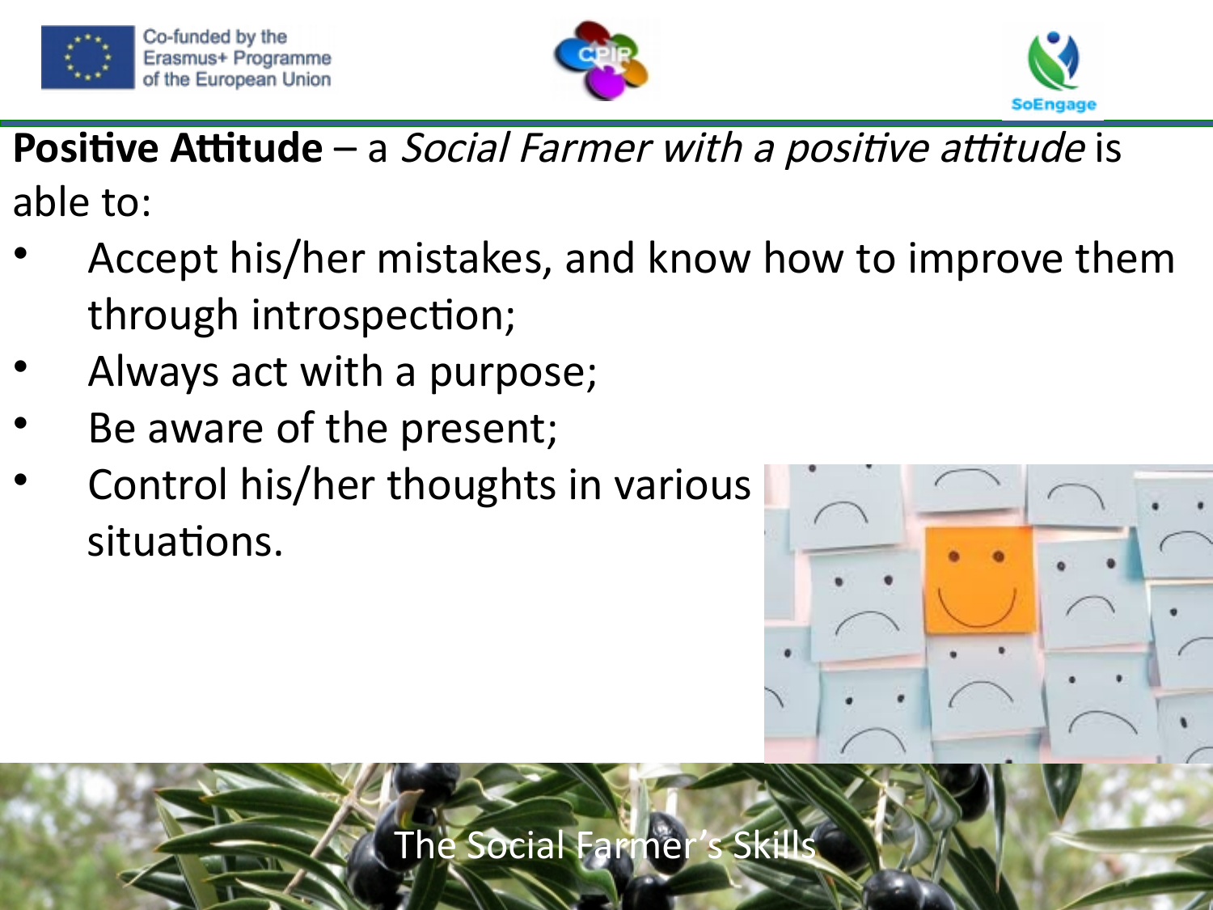**Positive Attitude** – a *Social Farmer with a positive attitude* is able to:

- Accept his/her mistakes, and know how to improve them through introspection;
- Always act with a purpose;
- Be aware of the present;
- Control his/her thoughts in various situations.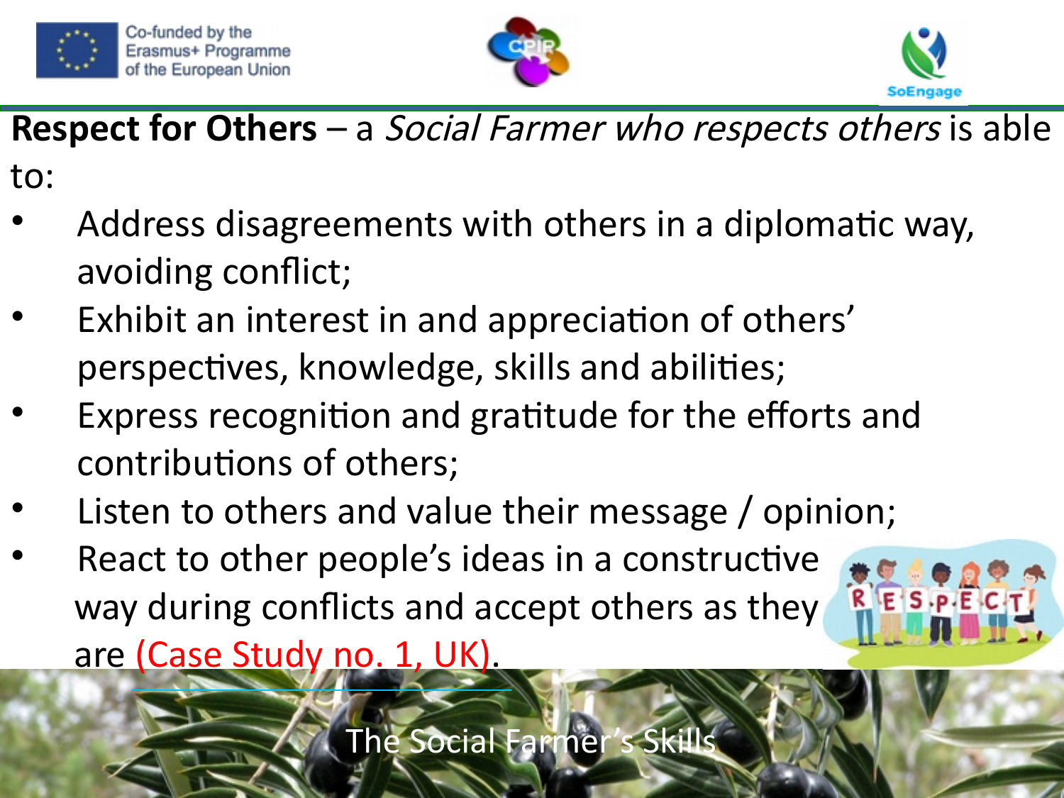**Respect for Others** – a *Social Farmer who respects others* is able to:

- Address disagreements with others in a diplomatic way, avoiding conflict;
- Exhibit an interest in and appreciation of others' perspectives, knowledge, skills and abilities;
- Express recognition and gratitude for the efforts and contributions of others;
- Listen to others and value their message / opinion;
- React to other people's ideas in a constructive way during conflicts and accept others as they are (Case Study no. 1, UK).

The Social Farmer's Skills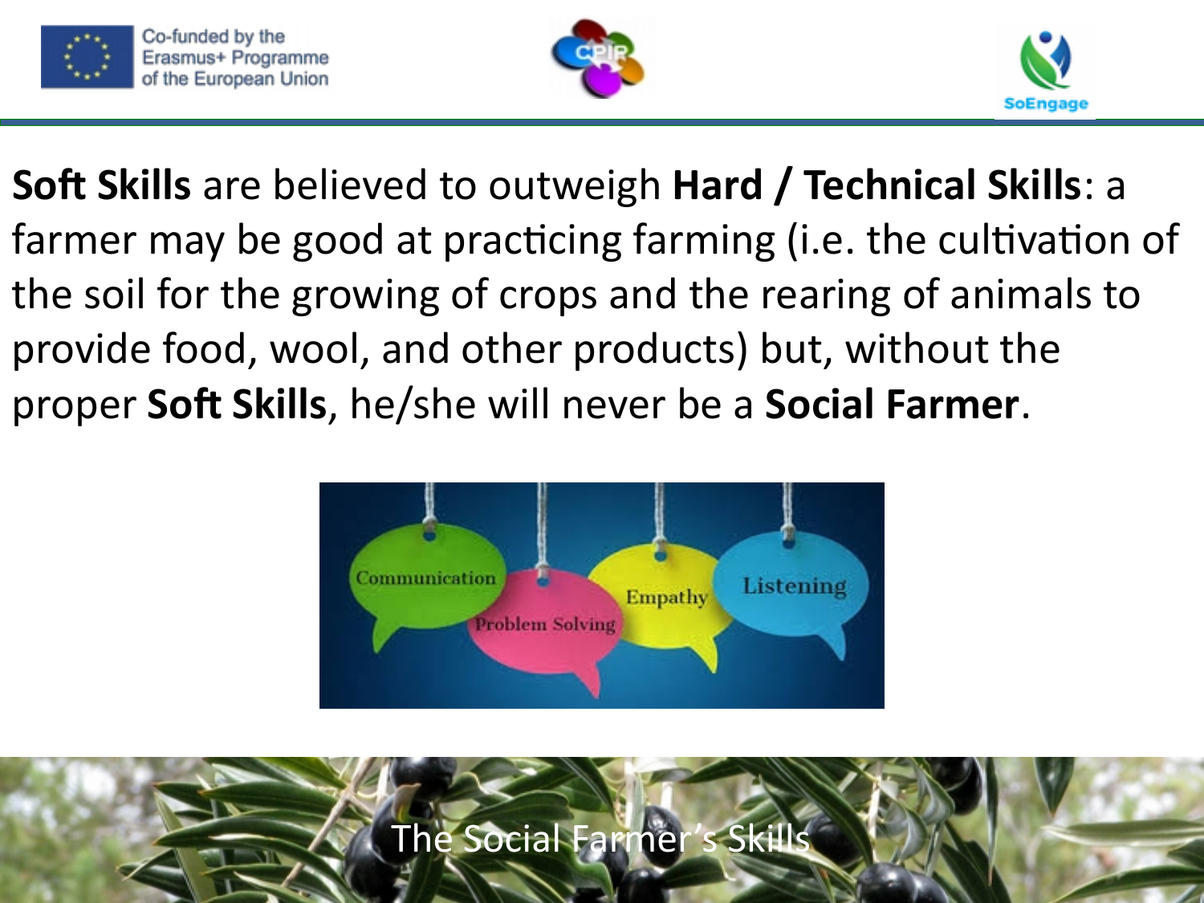**Soft Skills** are believed to outweigh **Hard / Technical Skills**: a farmer may be good at practicing farming (i.e. the cultivation of the soil for the growing of crops and the rearing of animals to provide food, wool, and other products) but, without the proper **Soft Skills**, he/she will never be a **Social Farmer**.

The Social Farmer's Skills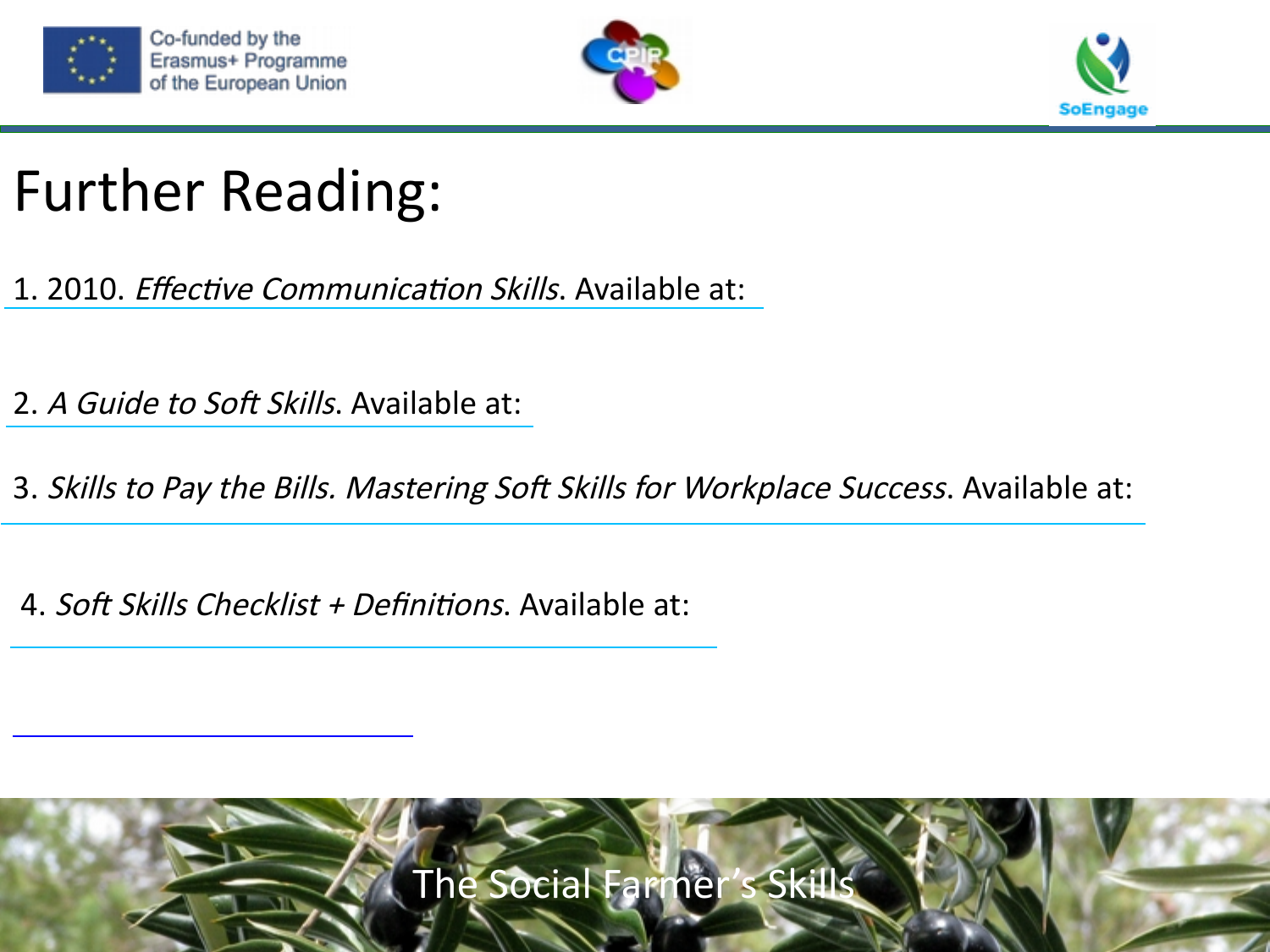# Further Reading:

1. 2010. *Effective Communication Skills*. Available at:

2. *A Guide to Soft Skills*. Available at:

3. *Skills to Pay the Bills. Mastering Soft Skills for Workplace Success*. Available at:

4. *Soft Skills Checklist + Definitions*. Available at: